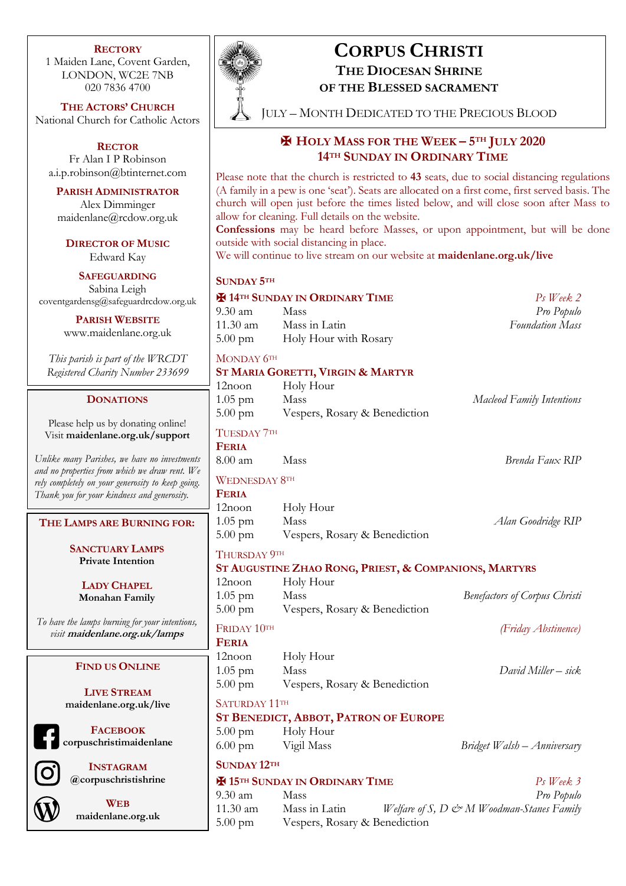# CORPUS CHRISTI

## THE DIOCESAN SHRINE OF THE BLESSED SACRAMENT

JULY – MONTH DEDICATED TO THE PRECIOUS BLOOD

## ✠ HOLY MASS FOR THE WEEK – 5TH JULY 2020
## 14TH SUNDAY IN ORDINARY TIME

Please note that the church is restricted to **43** seats, due to social distancing regulations (A family in a pew is one 'seat'). Seats are allocated on a first come, first served basis. The church will open just before the times listed below, and will close soon after Mass to allow for cleaning. Full details on the website.

**Confessions** may be heard before Masses, or upon appointment, but will be done outside with social distancing in place.

We will continue to live stream on our website at **maidenlane.org.uk/live**

### SUNDAY 5TH

**✠ 14TH SUNDAY IN ORDINARY TIME** — *Ps Week 2*

| | | |
|---|---|---|
| 9.30 am | Mass | *Pro Populo* |
| 11.30 am | Mass in Latin | *Foundation Mass* |
| 5.00 pm | Holy Hour with Rosary | |

### MONDAY 6TH

**ST MARIA GORETTI, VIRGIN & MARTYR**

| | | |
|---|---|---|
| 12noon | Holy Hour | |
| 1.05 pm | Mass | *Macleod Family Intentions* |
| 5.00 pm | Vespers, Rosary & Benediction | |

### TUESDAY 7TH

**FERIA**

| | | |
|---|---|---|
| 8.00 am | Mass | *Brenda Faux RIP* |

### WEDNESDAY 8TH

**FERIA**

| | | |
|---|---|---|
| 12noon | Holy Hour | |
| 1.05 pm | Mass | *Alan Goodridge RIP* |
| 5.00 pm | Vespers, Rosary & Benediction | |

### THURSDAY 9TH

**ST AUGUSTINE ZHAO RONG, PRIEST, & COMPANIONS, MARTYRS**

| | | |
|---|---|---|
| 12noon | Holy Hour | |
| 1.05 pm | Mass | *Benefactors of Corpus Christi* |
| 5.00 pm | Vespers, Rosary & Benediction | |

### FRIDAY 10TH — *(Friday Abstinence)*

**FERIA**

| | | |
|---|---|---|
| 12noon | Holy Hour | |
| 1.05 pm | Mass | *David Miller – sick* |
| 5.00 pm | Vespers, Rosary & Benediction | |

### SATURDAY 11TH

**ST BENEDICT, ABBOT, PATRON OF EUROPE**

| | | |
|---|---|---|
| 5.00 pm | Holy Hour | |
| 6.00 pm | Vigil Mass | *Bridget Walsh – Anniversary* |

### SUNDAY 12TH

**✠ 15TH SUNDAY IN ORDINARY TIME** — *Ps Week 3*

| | | |
|---|---|---|
| 9.30 am | Mass | *Pro Populo* |
| 11.30 am | Mass in Latin | *Welfare of S, D & M Woodman-Stanes Family* |
| 5.00 pm | Vespers, Rosary & Benediction | |

---

**RECTORY**
1 Maiden Lane, Covent Garden,
LONDON, WC2E 7NB
020 7836 4700

**THE ACTORS' CHURCH**
National Church for Catholic Actors

**RECTOR**
Fr Alan I P Robinson
a.i.p.robinson@btinternet.com

**PARISH ADMINISTRATOR**
Alex Dimminger
maidenlane@rcdow.org.uk

**DIRECTOR OF MUSIC**
Edward Kay

**SAFEGUARDING**
Sabina Leigh
coventgardensg@safeguardrcdow.org.uk

**PARISH WEBSITE**
www.maidenlane.org.uk

*This parish is part of the WRCDT Registered Charity Number 233699*

**DONATIONS**

Please help us by donating online!
Visit **maidenlane.org.uk/support**

*Unlike many Parishes, we have no investments and no properties from which we draw rent. We rely completely on your generosity to keep going. Thank you for your kindness and generosity.*

**THE LAMPS ARE BURNING FOR:**

**SANCTUARY LAMPS**
**Private Intention**

**LADY CHAPEL**
**Monahan Family**

*To have the lamps burning for your intentions, visit **maidenlane.org.uk/lamps***

**FIND US ONLINE**

**LIVE STREAM**
**maidenlane.org.uk/live**

**FACEBOOK**
**corpuschristimaidenlane**

**INSTAGRAM**
**@corpuschristishrine**

**WEB**
**maidenlane.org.uk**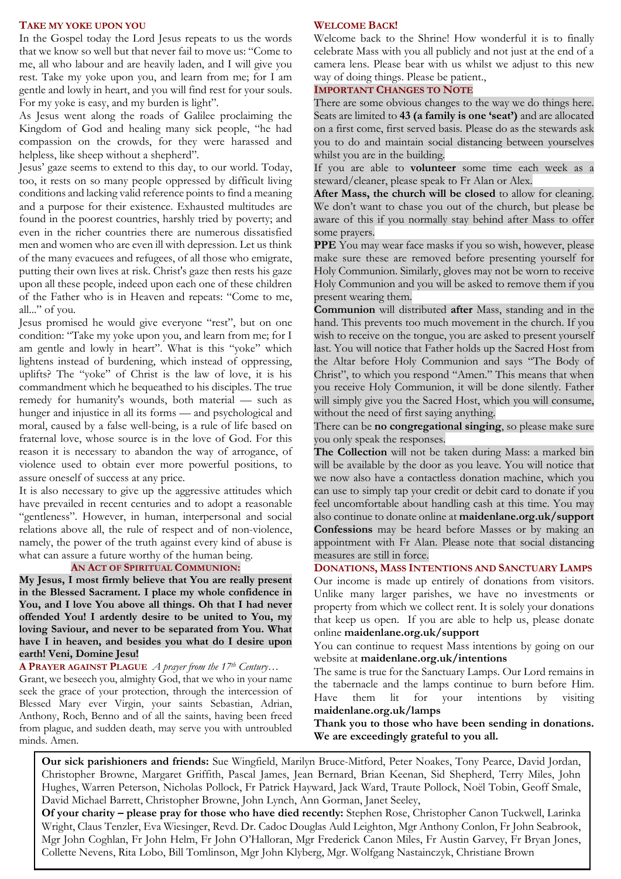## Take my yoke upon you

In the Gospel today the Lord Jesus repeats to us the words that we know so well but that never fail to move us: "Come to me, all who labour and are heavily laden, and I will give you rest. Take my yoke upon you, and learn from me; for I am gentle and lowly in heart, and you will find rest for your souls. For my yoke is easy, and my burden is light".

As Jesus went along the roads of Galilee proclaiming the Kingdom of God and healing many sick people, "he had compassion on the crowds, for they were harassed and helpless, like sheep without a shepherd".

Jesus' gaze seems to extend to this day, to our world. Today, too, it rests on so many people oppressed by difficult living conditions and lacking valid reference points to find a meaning and a purpose for their existence. Exhausted multitudes are found in the poorest countries, harshly tried by poverty; and even in the richer countries there are numerous dissatisfied men and women who are even ill with depression. Let us think of the many evacuees and refugees, of all those who emigrate, putting their own lives at risk. Christ's gaze then rests his gaze upon all these people, indeed upon each one of these children of the Father who is in Heaven and repeats: "Come to me, all..." of you.

Jesus promised he would give everyone "rest", but on one condition: "Take my yoke upon you, and learn from me; for I am gentle and lowly in heart". What is this "yoke" which lightens instead of burdening, which instead of oppressing, uplifts? The "yoke" of Christ is the law of love, it is his commandment which he bequeathed to his disciples. The true remedy for humanity's wounds, both material — such as hunger and injustice in all its forms — and psychological and moral, caused by a false well-being, is a rule of life based on fraternal love, whose source is in the love of God. For this reason it is necessary to abandon the way of arrogance, of violence used to obtain ever more powerful positions, to assure oneself of success at any price.

It is also necessary to give up the aggressive attitudes which have prevailed in recent centuries and to adopt a reasonable "gentleness". However, in human, interpersonal and social relations above all, the rule of respect and of non-violence, namely, the power of the truth against every kind of abuse is what can assure a future worthy of the human being.

### An Act of Spiritual Communion:

**My Jesus, I most firmly believe that You are really present in the Blessed Sacrament. I place my whole confidence in You, and I love You above all things. Oh that I had never offended You! I ardently desire to be united to You, my loving Saviour, and never to be separated from You. What have I in heaven, and besides you what do I desire upon earth! Veni, Domine Jesu!**

### A Prayer against Plague *A prayer from the 17th Century…*

Grant, we beseech you, almighty God, that we who in your name seek the grace of your protection, through the intercession of Blessed Mary ever Virgin, your saints Sebastian, Adrian, Anthony, Roch, Benno and of all the saints, having been freed from plague, and sudden death, may serve you with untroubled minds. Amen.

## Welcome Back!

Welcome back to the Shrine! How wonderful it is to finally celebrate Mass with you all publicly and not just at the end of a camera lens. Please bear with us whilst we adjust to this new way of doing things. Please be patient.,

### Important Changes to Note

There are some obvious changes to the way we do things here. Seats are limited to **43 (a family is one 'seat')** and are allocated on a first come, first served basis. Please do as the stewards ask you to do and maintain social distancing between yourselves whilst you are in the building.

If you are able to **volunteer** some time each week as a steward/cleaner, please speak to Fr Alan or Alex.

**After Mass, the church will be closed** to allow for cleaning. We don't want to chase you out of the church, but please be aware of this if you normally stay behind after Mass to offer some prayers.

**PPE** You may wear face masks if you so wish, however, please make sure these are removed before presenting yourself for Holy Communion. Similarly, gloves may not be worn to receive Holy Communion and you will be asked to remove them if you present wearing them.

**Communion** will distributed **after** Mass, standing and in the hand. This prevents too much movement in the church. If you wish to receive on the tongue, you are asked to present yourself last. You will notice that Father holds up the Sacred Host from the Altar before Holy Communion and says "The Body of Christ", to which you respond "Amen." This means that when you receive Holy Communion, it will be done silently. Father will simply give you the Sacred Host, which you will consume, without the need of first saying anything.

There can be **no congregational singing**, so please make sure you only speak the responses.

**The Collection** will not be taken during Mass: a marked bin will be available by the door as you leave. You will notice that we now also have a contactless donation machine, which you can use to simply tap your credit or debit card to donate if you feel uncomfortable about handling cash at this time. You may also continue to donate online at **maidenlane.org.uk/support**

**Confessions** may be heard before Masses or by making an appointment with Fr Alan. Please note that social distancing measures are still in force.

### Donations, Mass Intentions and Sanctuary Lamps

Our income is made up entirely of donations from visitors. Unlike many larger parishes, we have no investments or property from which we collect rent. It is solely your donations that keep us open. If you are able to help us, please donate online **maidenlane.org.uk/support**

You can continue to request Mass intentions by going on our website at **maidenlane.org.uk/intentions**

The same is true for the Sanctuary Lamps. Our Lord remains in the tabernacle and the lamps continue to burn before Him. Have them lit for your intentions by visiting **maidenlane.org.uk/lamps**

**Thank you to those who have been sending in donations. We are exceedingly grateful to you all.**

**Our sick parishioners and friends:** Sue Wingfield, Marilyn Bruce-Mitford, Peter Noakes, Tony Pearce, David Jordan, Christopher Browne, Margaret Griffith, Pascal James, Jean Bernard, Brian Keenan, Sid Shepherd, Terry Miles, John Hughes, Warren Peterson, Nicholas Pollock, Fr Patrick Hayward, Jack Ward, Traute Pollock, Noël Tobin, Geoff Smale, David Michael Barrett, Christopher Browne, John Lynch, Ann Gorman, Janet Seeley,

**Of your charity – please pray for those who have died recently:** Stephen Rose, Christopher Canon Tuckwell, Larinka Wright, Claus Tenzler, Eva Wiesinger, Revd. Dr. Cadoc Douglas Auld Leighton, Mgr Anthony Conlon, Fr John Seabrook, Mgr John Coghlan, Fr John Helm, Fr John O'Halloran, Mgr Frederick Canon Miles, Fr Austin Garvey, Fr Bryan Jones, Collette Nevens, Rita Lobo, Bill Tomlinson, Mgr John Klyberg, Mgr. Wolfgang Nastainczyk, Christiane Brown